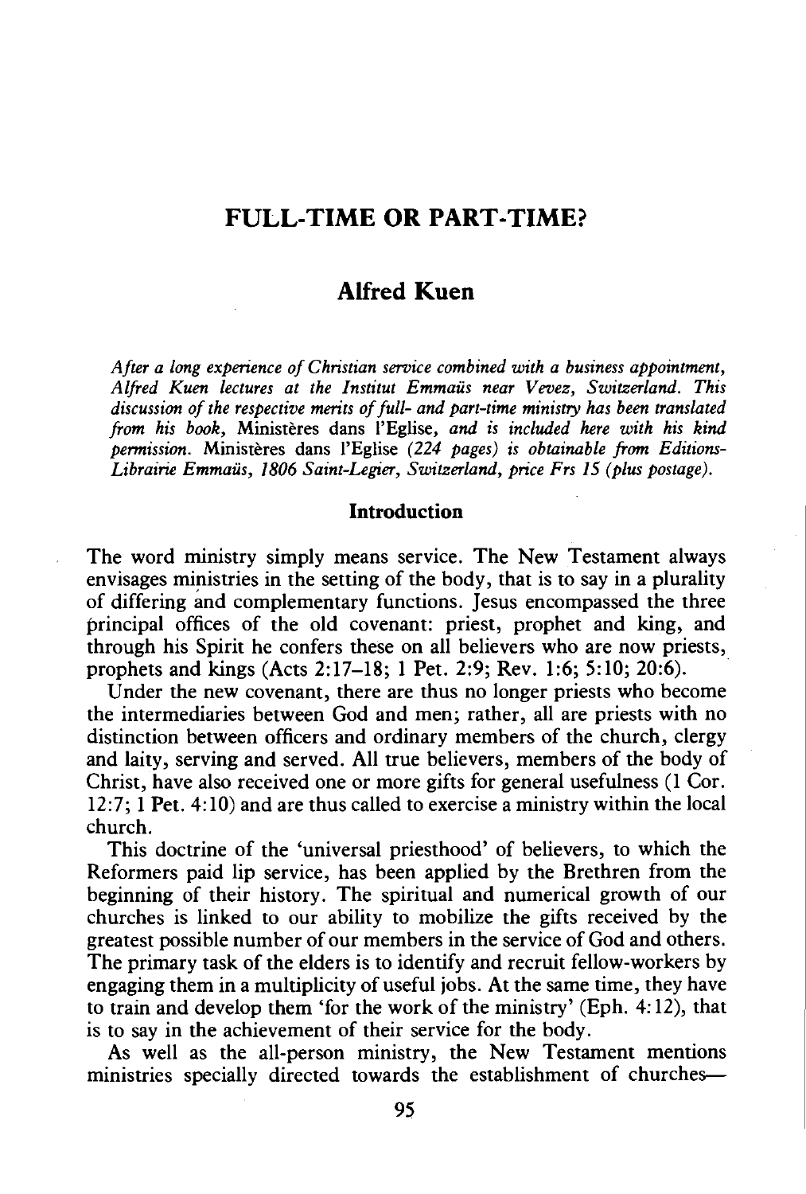# FULL-TIME OR PART-TIME?

## Alfred Kuen

*After a long experience of Christian service combined with a business appointment, Alfred Kuen lectures at the Institut Emmaüs near Vevez, Switzerland. This discussion of the respective merits of full- and part-time ministry has been translated from his book,* Ministères dans l'Eglise, *and is included here with his kind permission.* Ministères dans l'Eglise *(224 pages) is obtainable from Editions-Librairie Emmaüs, 1806 Saint-Legier, Switzerland, price Frs 15 (plus postage).*

### Introduction

The word ministry simply means service. The New Testament always envisages ministries in the setting of the body, that is to say in a plurality of differing and complementary functions. Jesus encompassed the three principal offices of the old covenant: priest, prophet and king, and through his Spirit he confers these on all believers who are now priests, prophets and kings (Acts 2:17–18; 1 Pet. 2:9; Rev. 1:6; 5:10; 20:6).

Under the new covenant, there are thus no longer priests who become the intermediaries between God and men; rather, all are priests with no distinction between officers and ordinary members of the church, clergy and laity, serving and served. All true believers, members of the body of Christ, have also received one or more gifts for general usefulness (1 Cor. 12:7; 1 Pet. 4:10) and are thus called to exercise a ministry within the local church.

This doctrine of the 'universal priesthood' of believers, to which the Reformers paid lip service, has been applied by the Brethren from the beginning of their history. The spiritual and numerical growth of our churches is linked to our ability to mobilize the gifts received by the greatest possible number of our members in the service of God and others. The primary task of the elders is to identify and recruit fellow-workers by engaging them in a multiplicity of useful jobs. At the same time, they have to train and develop them 'for the work of the ministry' (Eph. 4:12), that is to say in the achievement of their service for the body.

As well as the all-person ministry, the New Testament mentions ministries specially directed towards the establishment of churches—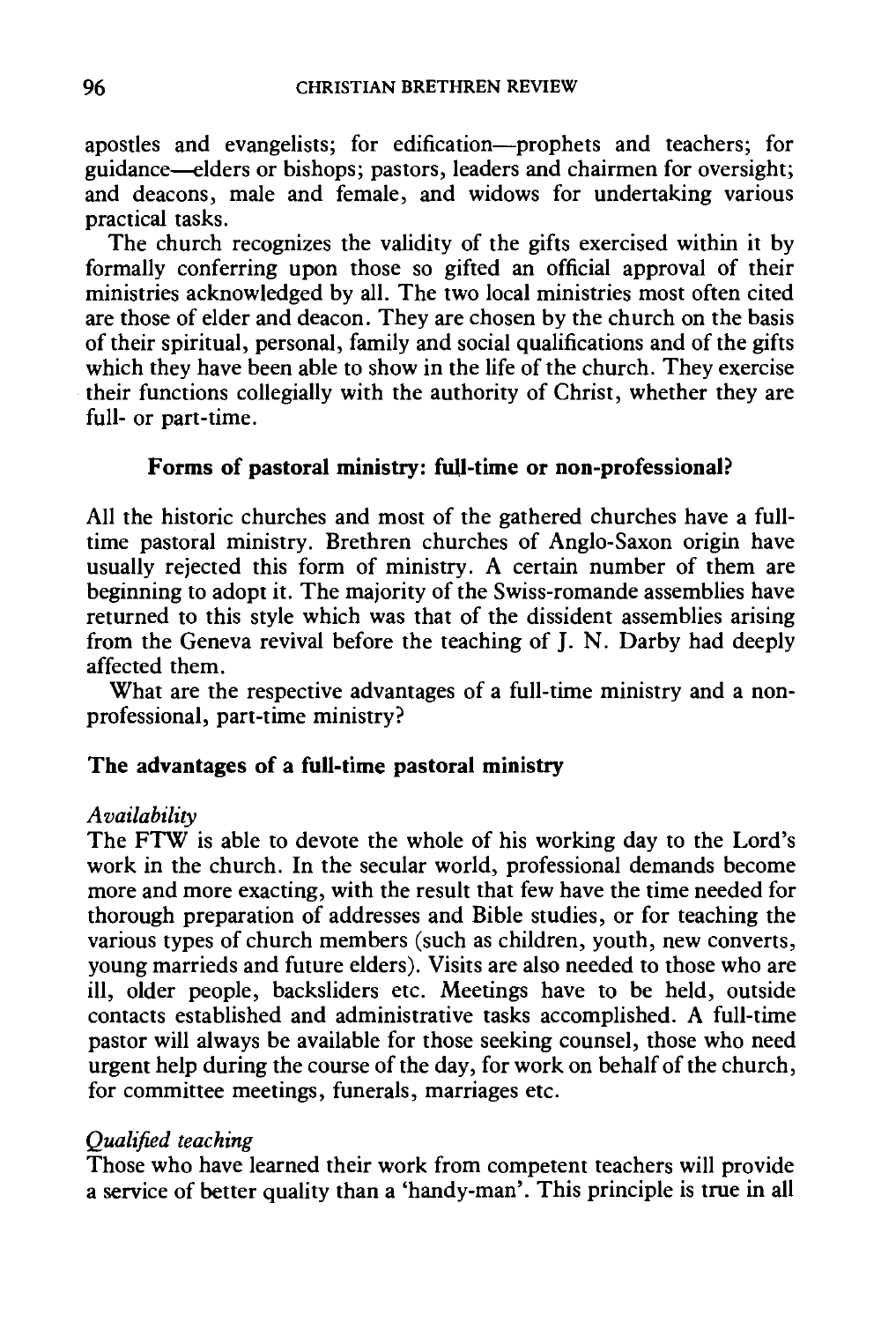apostles and evangelists; for edification—prophets and teachers; for guidance—elders or bishops; pastors, leaders and chairmen for oversight; and deacons, male and female, and widows for undertaking various practical tasks.

The church recognizes the validity of the gifts exercised within it by formally conferring upon those so gifted an official approval of their ministries acknowledged by all. The two local ministries most often cited are those of elder and deacon. They are chosen by the church on the basis of their spiritual, personal, family and social qualifications and of the gifts which they have been able to show in the life of the church. They exercise their functions collegially with the authority of Christ, whether they are full- or part-time.

### Forms of pastoral ministry: full-time or non-professional?

All the historic churches and most of the gathered churches have a full-time pastoral ministry. Brethren churches of Anglo-Saxon origin have usually rejected this form of ministry. A certain number of them are beginning to adopt it. The majority of the Swiss-romande assemblies have returned to this style which was that of the dissident assemblies arising from the Geneva revival before the teaching of J. N. Darby had deeply affected them.

What are the respective advantages of a full-time ministry and a non-professional, part-time ministry?

### The advantages of a full-time pastoral ministry

*Availability*

The FTW is able to devote the whole of his working day to the Lord's work in the church. In the secular world, professional demands become more and more exacting, with the result that few have the time needed for thorough preparation of addresses and Bible studies, or for teaching the various types of church members (such as children, youth, new converts, young marrieds and future elders). Visits are also needed to those who are ill, older people, backsliders etc. Meetings have to be held, outside contacts established and administrative tasks accomplished. A full-time pastor will always be available for those seeking counsel, those who need urgent help during the course of the day, for work on behalf of the church, for committee meetings, funerals, marriages etc.

*Qualified teaching*

Those who have learned their work from competent teachers will provide a service of better quality than a 'handy-man'. This principle is true in all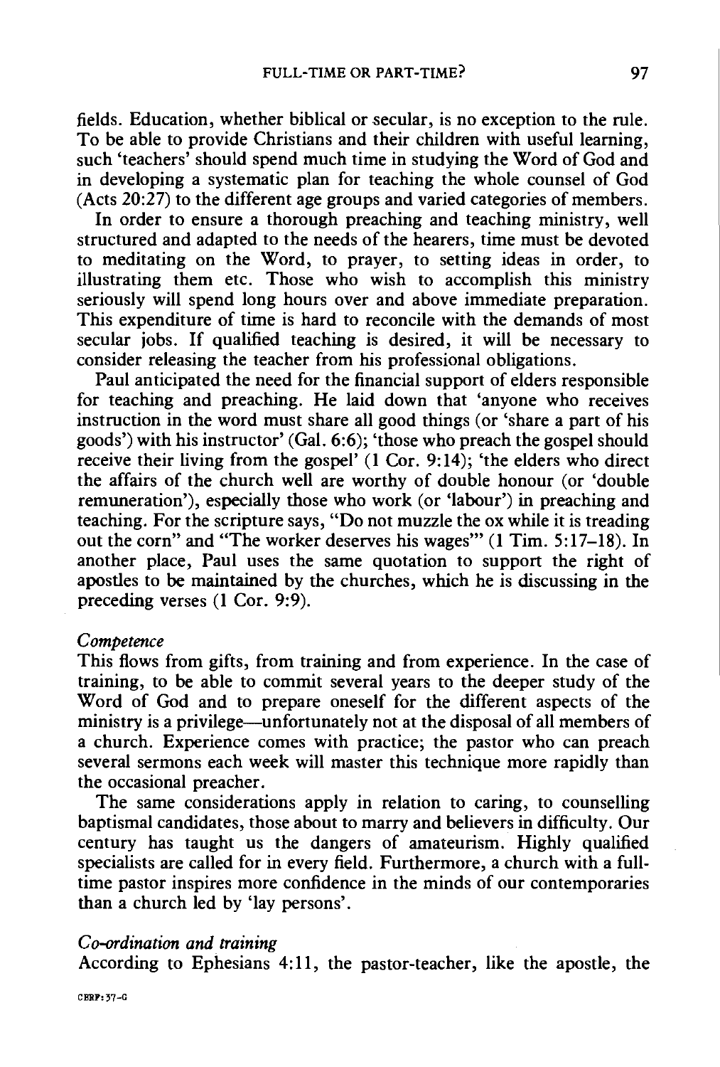fields. Education, whether biblical or secular, is no exception to the rule. To be able to provide Christians and their children with useful learning, such 'teachers' should spend much time in studying the Word of God and in developing a systematic plan for teaching the whole counsel of God (Acts 20:27) to the different age groups and varied categories of members.

In order to ensure a thorough preaching and teaching ministry, well structured and adapted to the needs of the hearers, time must be devoted to meditating on the Word, to prayer, to setting ideas in order, to illustrating them etc. Those who wish to accomplish this ministry seriously will spend long hours over and above immediate preparation. This expenditure of time is hard to reconcile with the demands of most secular jobs. If qualified teaching is desired, it will be necessary to consider releasing the teacher from his professional obligations.

Paul anticipated the need for the financial support of elders responsible for teaching and preaching. He laid down that 'anyone who receives instruction in the word must share all good things (or 'share a part of his goods') with his instructor' (Gal. 6:6); 'those who preach the gospel should receive their living from the gospel' (1 Cor. 9:14); 'the elders who direct the affairs of the church well are worthy of double honour (or 'double remuneration'), especially those who work (or 'labour') in preaching and teaching. For the scripture says, "Do not muzzle the ox while it is treading out the corn" and "The worker deserves his wages"' (1 Tim. 5:17–18). In another place, Paul uses the same quotation to support the right of apostles to be maintained by the churches, which he is discussing in the preceding verses (1 Cor. 9:9).

*Competence*

This flows from gifts, from training and from experience. In the case of training, to be able to commit several years to the deeper study of the Word of God and to prepare oneself for the different aspects of the ministry is a privilege—unfortunately not at the disposal of all members of a church. Experience comes with practice; the pastor who can preach several sermons each week will master this technique more rapidly than the occasional preacher.

The same considerations apply in relation to caring, to counselling baptismal candidates, those about to marry and believers in difficulty. Our century has taught us the dangers of amateurism. Highly qualified specialists are called for in every field. Furthermore, a church with a full-time pastor inspires more confidence in the minds of our contemporaries than a church led by 'lay persons'.

*Co-ordination and training*

According to Ephesians 4:11, the pastor-teacher, like the apostle, the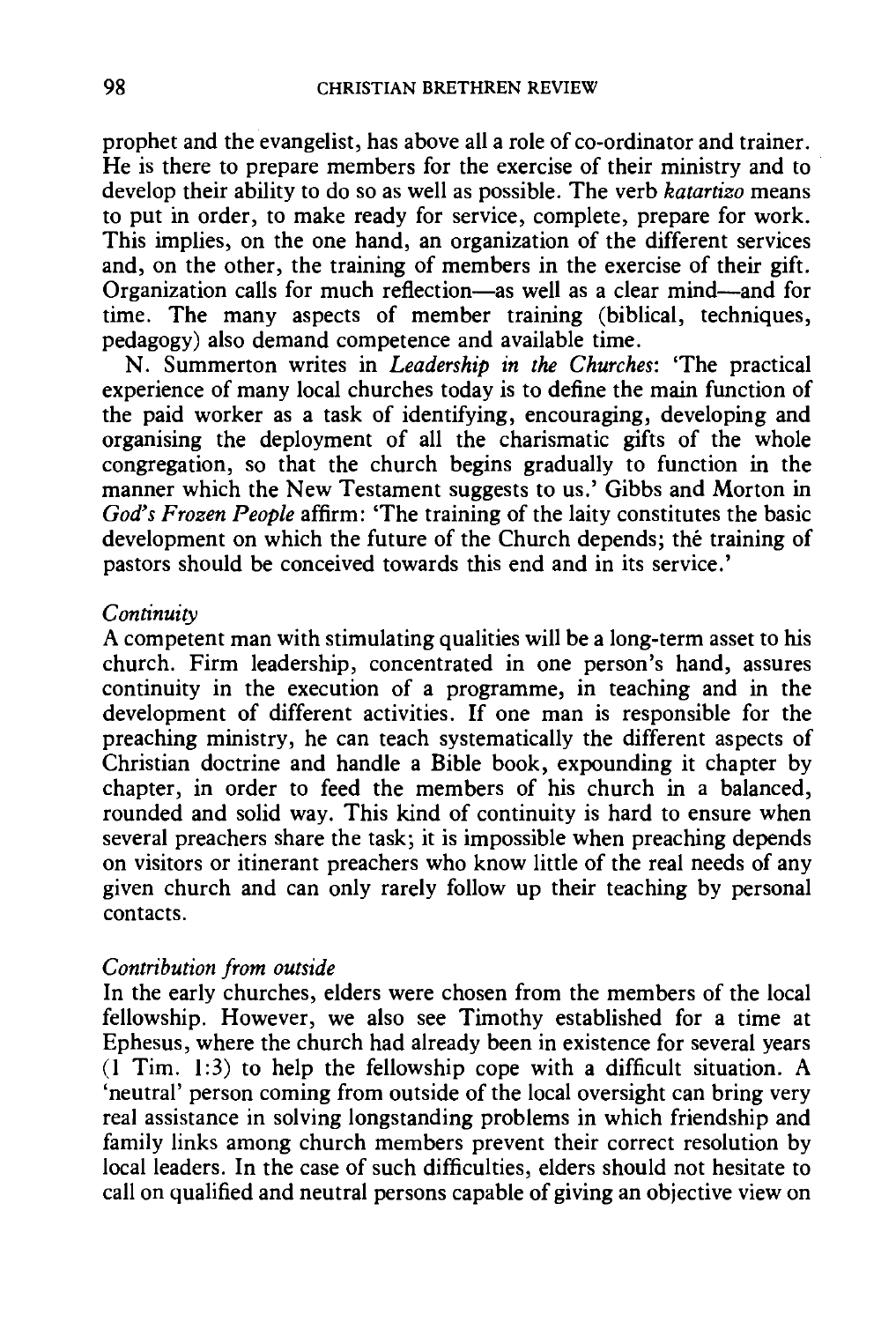prophet and the evangelist, has above all a role of co-ordinator and trainer. He is there to prepare members for the exercise of their ministry and to develop their ability to do so as well as possible. The verb *katartizo* means to put in order, to make ready for service, complete, prepare for work. This implies, on the one hand, an organization of the different services and, on the other, the training of members in the exercise of their gift. Organization calls for much reflection—as well as a clear mind—and for time. The many aspects of member training (biblical, techniques, pedagogy) also demand competence and available time.

N. Summerton writes in *Leadership in the Churches*: 'The practical experience of many local churches today is to define the main function of the paid worker as a task of identifying, encouraging, developing and organising the deployment of all the charismatic gifts of the whole congregation, so that the church begins gradually to function in the manner which the New Testament suggests to us.' Gibbs and Morton in *God's Frozen People* affirm: 'The training of the laity constitutes the basic development on which the future of the Church depends; the training of pastors should be conceived towards this end and in its service.'

*Continuity*

A competent man with stimulating qualities will be a long-term asset to his church. Firm leadership, concentrated in one person's hand, assures continuity in the execution of a programme, in teaching and in the development of different activities. If one man is responsible for the preaching ministry, he can teach systematically the different aspects of Christian doctrine and handle a Bible book, expounding it chapter by chapter, in order to feed the members of his church in a balanced, rounded and solid way. This kind of continuity is hard to ensure when several preachers share the task; it is impossible when preaching depends on visitors or itinerant preachers who know little of the real needs of any given church and can only rarely follow up their teaching by personal contacts.

*Contribution from outside*

In the early churches, elders were chosen from the members of the local fellowship. However, we also see Timothy established for a time at Ephesus, where the church had already been in existence for several years (1 Tim. 1:3) to help the fellowship cope with a difficult situation. A 'neutral' person coming from outside of the local oversight can bring very real assistance in solving longstanding problems in which friendship and family links among church members prevent their correct resolution by local leaders. In the case of such difficulties, elders should not hesitate to call on qualified and neutral persons capable of giving an objective view on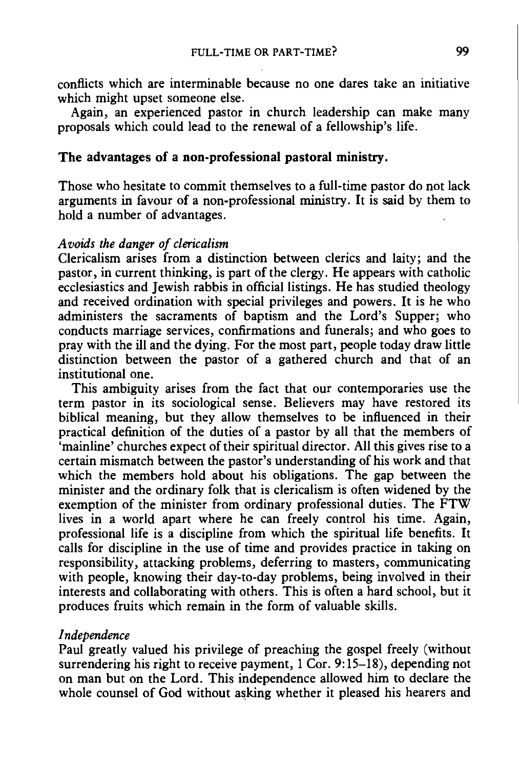conflicts which are interminable because no one dares take an initiative which might upset someone else.

Again, an experienced pastor in church leadership can make many proposals which could lead to the renewal of a fellowship's life.

### The advantages of a non-professional pastoral ministry.

Those who hesitate to commit themselves to a full-time pastor do not lack arguments in favour of a non-professional ministry. It is said by them to hold a number of advantages.

*Avoids the danger of clericalism*

Clericalism arises from a distinction between clerics and laity; and the pastor, in current thinking, is part of the clergy. He appears with catholic ecclesiastics and Jewish rabbis in official listings. He has studied theology and received ordination with special privileges and powers. It is he who administers the sacraments of baptism and the Lord's Supper; who conducts marriage services, confirmations and funerals; and who goes to pray with the ill and the dying. For the most part, people today draw little distinction between the pastor of a gathered church and that of an institutional one.

This ambiguity arises from the fact that our contemporaries use the term pastor in its sociological sense. Believers may have restored its biblical meaning, but they allow themselves to be influenced in their practical definition of the duties of a pastor by all that the members of 'mainline' churches expect of their spiritual director. All this gives rise to a certain mismatch between the pastor's understanding of his work and that which the members hold about his obligations. The gap between the minister and the ordinary folk that is clericalism is often widened by the exemption of the minister from ordinary professional duties. The FTW lives in a world apart where he can freely control his time. Again, professional life is a discipline from which the spiritual life benefits. It calls for discipline in the use of time and provides practice in taking on responsibility, attacking problems, deferring to masters, communicating with people, knowing their day-to-day problems, being involved in their interests and collaborating with others. This is often a hard school, but it produces fruits which remain in the form of valuable skills.

*Independence*

Paul greatly valued his privilege of preaching the gospel freely (without surrendering his right to receive payment, 1 Cor. 9:15–18), depending not on man but on the Lord. This independence allowed him to declare the whole counsel of God without asking whether it pleased his hearers and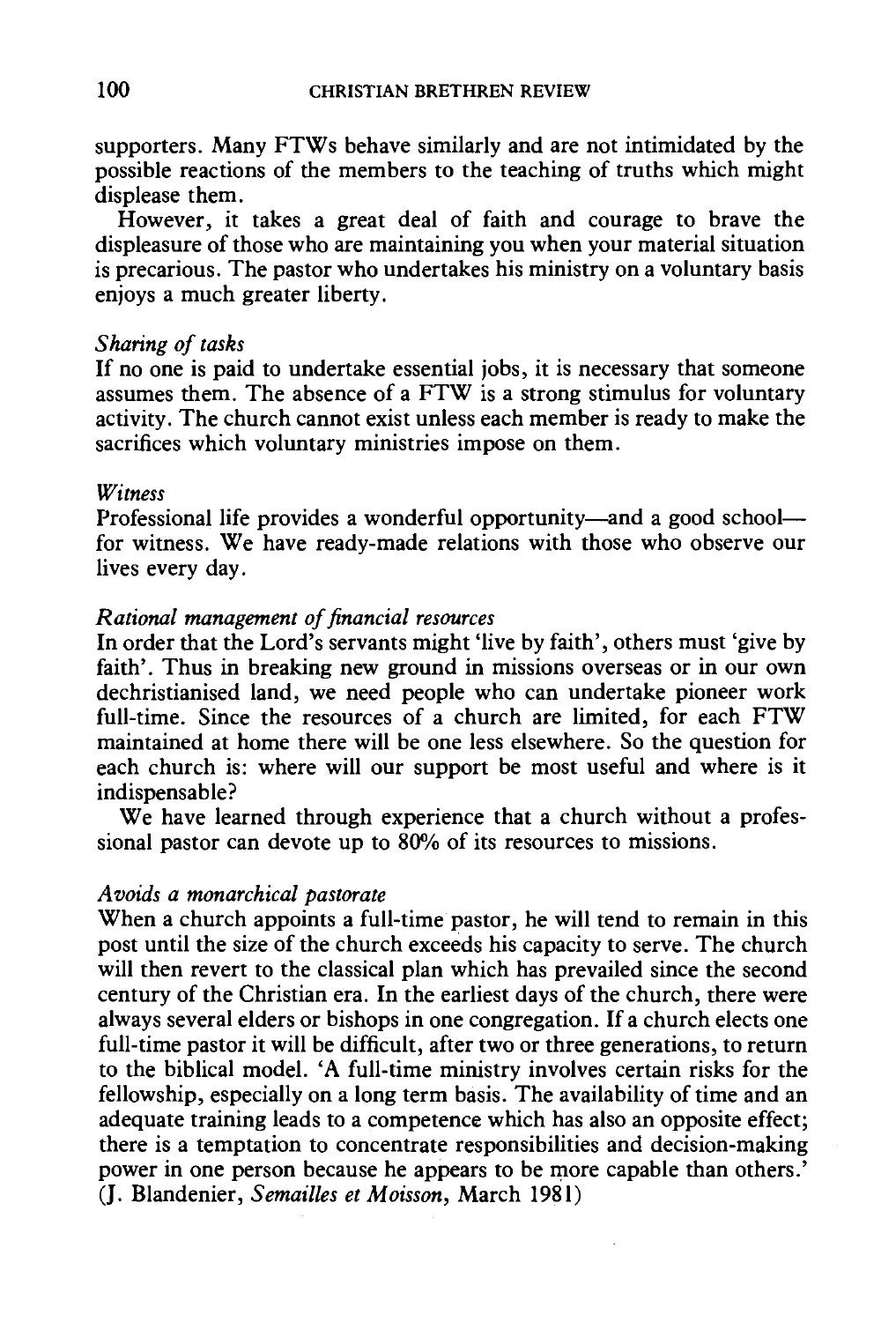supporters. Many FTWs behave similarly and are not intimidated by the possible reactions of the members to the teaching of truths which might displease them.

However, it takes a great deal of faith and courage to brave the displeasure of those who are maintaining you when your material situation is precarious. The pastor who undertakes his ministry on a voluntary basis enjoys a much greater liberty.

*Sharing of tasks*

If no one is paid to undertake essential jobs, it is necessary that someone assumes them. The absence of a FTW is a strong stimulus for voluntary activity. The church cannot exist unless each member is ready to make the sacrifices which voluntary ministries impose on them.

*Witness*

Professional life provides a wonderful opportunity—and a good school—for witness. We have ready-made relations with those who observe our lives every day.

*Rational management of financial resources*

In order that the Lord's servants might 'live by faith', others must 'give by faith'. Thus in breaking new ground in missions overseas or in our own dechristianised land, we need people who can undertake pioneer work full-time. Since the resources of a church are limited, for each FTW maintained at home there will be one less elsewhere. So the question for each church is: where will our support be most useful and where is it indispensable?

We have learned through experience that a church without a professional pastor can devote up to 80% of its resources to missions.

*Avoids a monarchical pastorate*

When a church appoints a full-time pastor, he will tend to remain in this post until the size of the church exceeds his capacity to serve. The church will then revert to the classical plan which has prevailed since the second century of the Christian era. In the earliest days of the church, there were always several elders or bishops in one congregation. If a church elects one full-time pastor it will be difficult, after two or three generations, to return to the biblical model. 'A full-time ministry involves certain risks for the fellowship, especially on a long term basis. The availability of time and an adequate training leads to a competence which has also an opposite effect; there is a temptation to concentrate responsibilities and decision-making power in one person because he appears to be more capable than others.' (J. Blandenier, *Semailles et Moisson*, March 1981)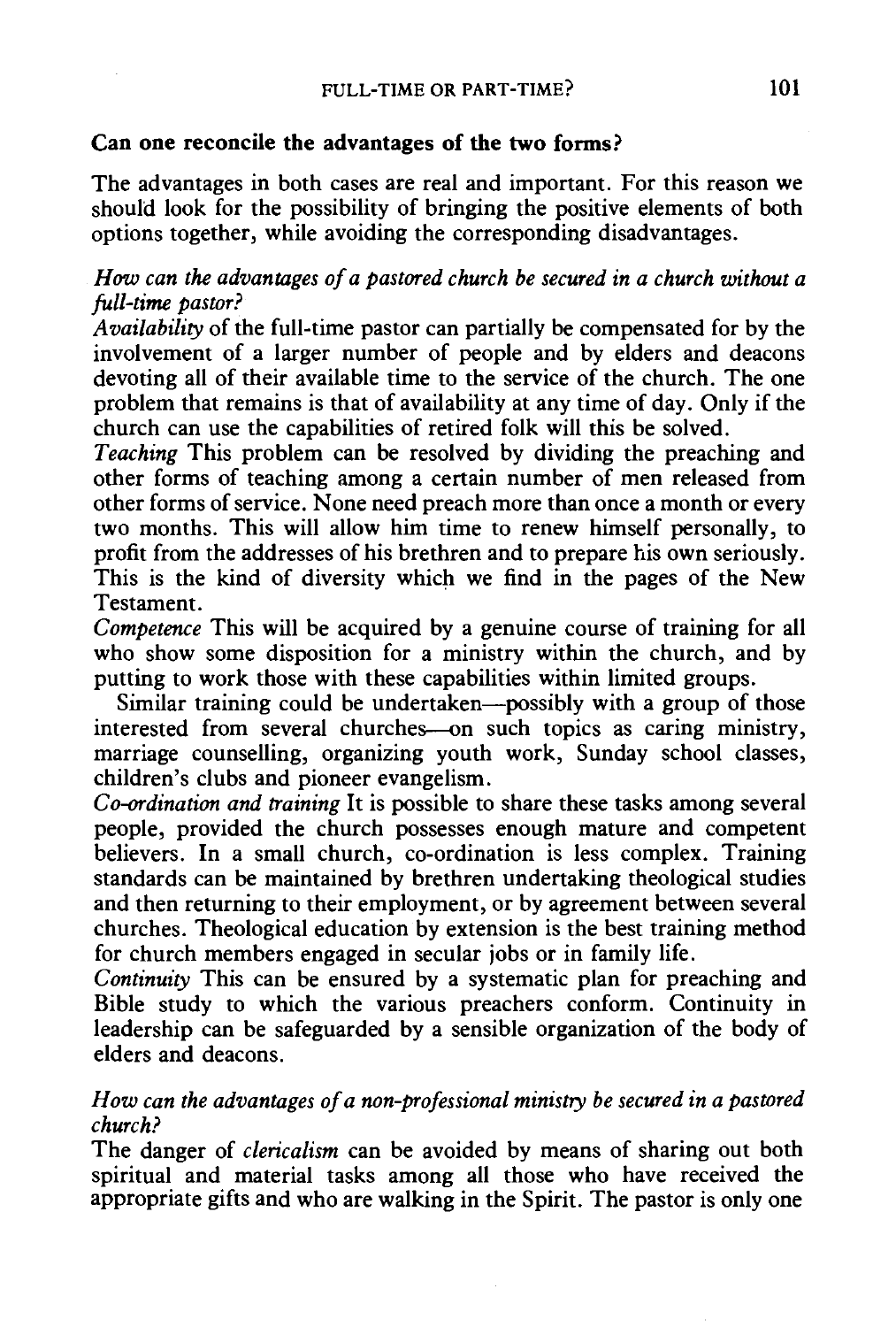## Can one reconcile the advantages of the two forms?

The advantages in both cases are real and important. For this reason we should look for the possibility of bringing the positive elements of both options together, while avoiding the corresponding disadvantages.

### *How can the advantages of a pastored church be secured in a church without a full-time pastor?*

*Availability* of the full-time pastor can partially be compensated for by the involvement of a larger number of people and by elders and deacons devoting all of their available time to the service of the church. The one problem that remains is that of availability at any time of day. Only if the church can use the capabilities of retired folk will this be solved.

*Teaching* This problem can be resolved by dividing the preaching and other forms of teaching among a certain number of men released from other forms of service. None need preach more than once a month or every two months. This will allow him time to renew himself personally, to profit from the addresses of his brethren and to prepare his own seriously. This is the kind of diversity which we find in the pages of the New Testament.

*Competence* This will be acquired by a genuine course of training for all who show some disposition for a ministry within the church, and by putting to work those with these capabilities within limited groups.

Similar training could be undertaken—possibly with a group of those interested from several churches—on such topics as caring ministry, marriage counselling, organizing youth work, Sunday school classes, children's clubs and pioneer evangelism.

*Co-ordination and training* It is possible to share these tasks among several people, provided the church possesses enough mature and competent believers. In a small church, co-ordination is less complex. Training standards can be maintained by brethren undertaking theological studies and then returning to their employment, or by agreement between several churches. Theological education by extension is the best training method for church members engaged in secular jobs or in family life.

*Continuity* This can be ensured by a systematic plan for preaching and Bible study to which the various preachers conform. Continuity in leadership can be safeguarded by a sensible organization of the body of elders and deacons.

### *How can the advantages of a non-professional ministry be secured in a pastored church?*

The danger of *clericalism* can be avoided by means of sharing out both spiritual and material tasks among all those who have received the appropriate gifts and who are walking in the Spirit. The pastor is only one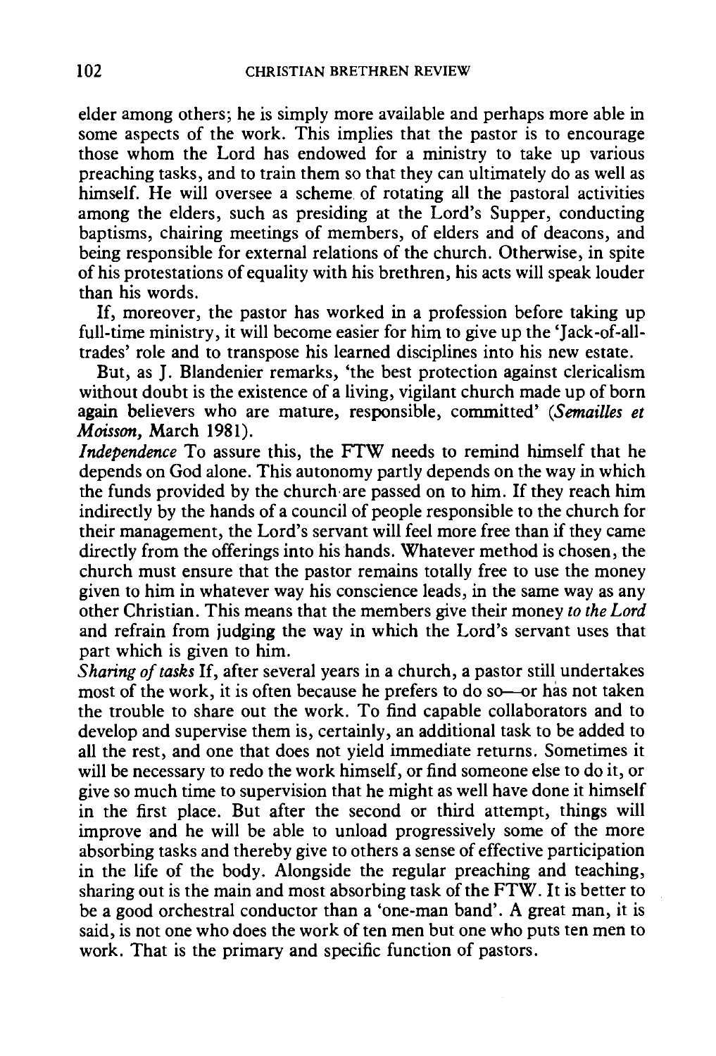elder among others; he is simply more available and perhaps more able in some aspects of the work. This implies that the pastor is to encourage those whom the Lord has endowed for a ministry to take up various preaching tasks, and to train them so that they can ultimately do as well as himself. He will oversee a scheme of rotating all the pastoral activities among the elders, such as presiding at the Lord's Supper, conducting baptisms, chairing meetings of members, of elders and of deacons, and being responsible for external relations of the church. Otherwise, in spite of his protestations of equality with his brethren, his acts will speak louder than his words.

If, moreover, the pastor has worked in a profession before taking up full-time ministry, it will become easier for him to give up the 'Jack-of-all-trades' role and to transpose his learned disciplines into his new estate.

But, as J. Blandenier remarks, 'the best protection against clericalism without doubt is the existence of a living, vigilant church made up of born again believers who are mature, responsible, committed' (*Semailles et Moisson,* March 1981).

*Independence* To assure this, the FTW needs to remind himself that he depends on God alone. This autonomy partly depends on the way in which the funds provided by the church are passed on to him. If they reach him indirectly by the hands of a council of people responsible to the church for their management, the Lord's servant will feel more free than if they came directly from the offerings into his hands. Whatever method is chosen, the church must ensure that the pastor remains totally free to use the money given to him in whatever way his conscience leads, in the same way as any other Christian. This means that the members give their money *to the Lord* and refrain from judging the way in which the Lord's servant uses that part which is given to him.

*Sharing of tasks* If, after several years in a church, a pastor still undertakes most of the work, it is often because he prefers to do so—or has not taken the trouble to share out the work. To find capable collaborators and to develop and supervise them is, certainly, an additional task to be added to all the rest, and one that does not yield immediate returns. Sometimes it will be necessary to redo the work himself, or find someone else to do it, or give so much time to supervision that he might as well have done it himself in the first place. But after the second or third attempt, things will improve and he will be able to unload progressively some of the more absorbing tasks and thereby give to others a sense of effective participation in the life of the body. Alongside the regular preaching and teaching, sharing out is the main and most absorbing task of the FTW. It is better to be a good orchestral conductor than a 'one-man band'. A great man, it is said, is not one who does the work of ten men but one who puts ten men to work. That is the primary and specific function of pastors.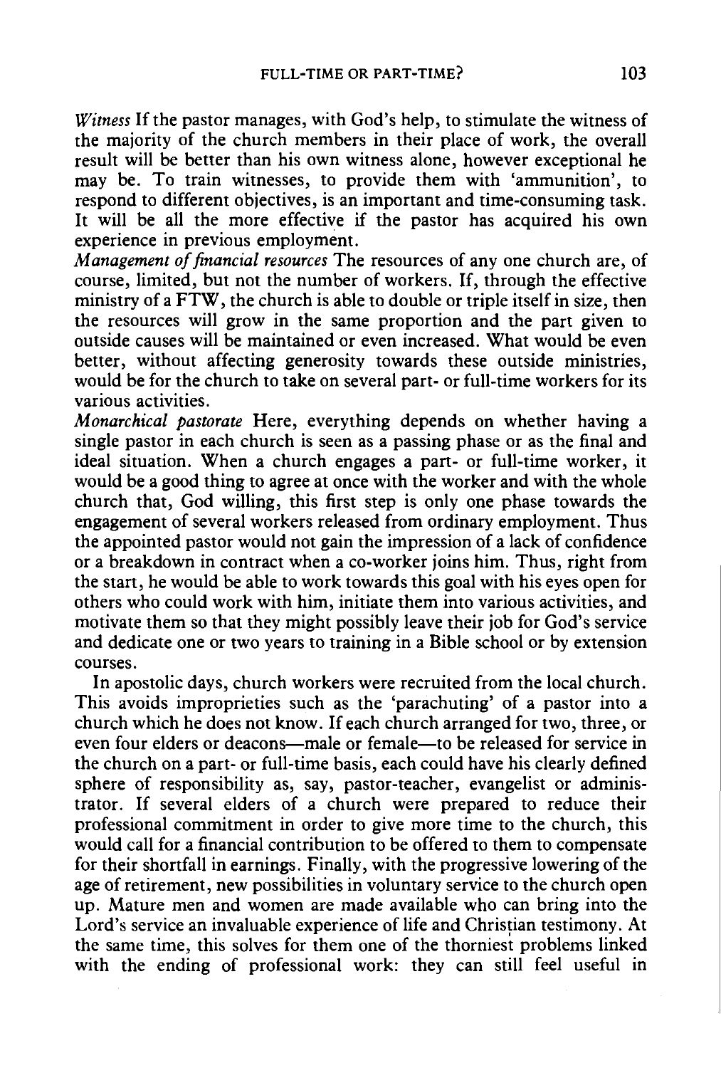*Witness* If the pastor manages, with God's help, to stimulate the witness of the majority of the church members in their place of work, the overall result will be better than his own witness alone, however exceptional he may be. To train witnesses, to provide them with 'ammunition', to respond to different objectives, is an important and time-consuming task. It will be all the more effective if the pastor has acquired his own experience in previous employment.

*Management of financial resources* The resources of any one church are, of course, limited, but not the number of workers. If, through the effective ministry of a FTW, the church is able to double or triple itself in size, then the resources will grow in the same proportion and the part given to outside causes will be maintained or even increased. What would be even better, without affecting generosity towards these outside ministries, would be for the church to take on several part- or full-time workers for its various activities.

*Monarchical pastorate* Here, everything depends on whether having a single pastor in each church is seen as a passing phase or as the final and ideal situation. When a church engages a part- or full-time worker, it would be a good thing to agree at once with the worker and with the whole church that, God willing, this first step is only one phase towards the engagement of several workers released from ordinary employment. Thus the appointed pastor would not gain the impression of a lack of confidence or a breakdown in contract when a co-worker joins him. Thus, right from the start, he would be able to work towards this goal with his eyes open for others who could work with him, initiate them into various activities, and motivate them so that they might possibly leave their job for God's service and dedicate one or two years to training in a Bible school or by extension courses.

In apostolic days, church workers were recruited from the local church. This avoids improprieties such as the 'parachuting' of a pastor into a church which he does not know. If each church arranged for two, three, or even four elders or deacons—male or female—to be released for service in the church on a part- or full-time basis, each could have his clearly defined sphere of responsibility as, say, pastor-teacher, evangelist or administrator. If several elders of a church were prepared to reduce their professional commitment in order to give more time to the church, this would call for a financial contribution to be offered to them to compensate for their shortfall in earnings. Finally, with the progressive lowering of the age of retirement, new possibilities in voluntary service to the church open up. Mature men and women are made available who can bring into the Lord's service an invaluable experience of life and Christian testimony. At the same time, this solves for them one of the thorniest problems linked with the ending of professional work: they can still feel useful in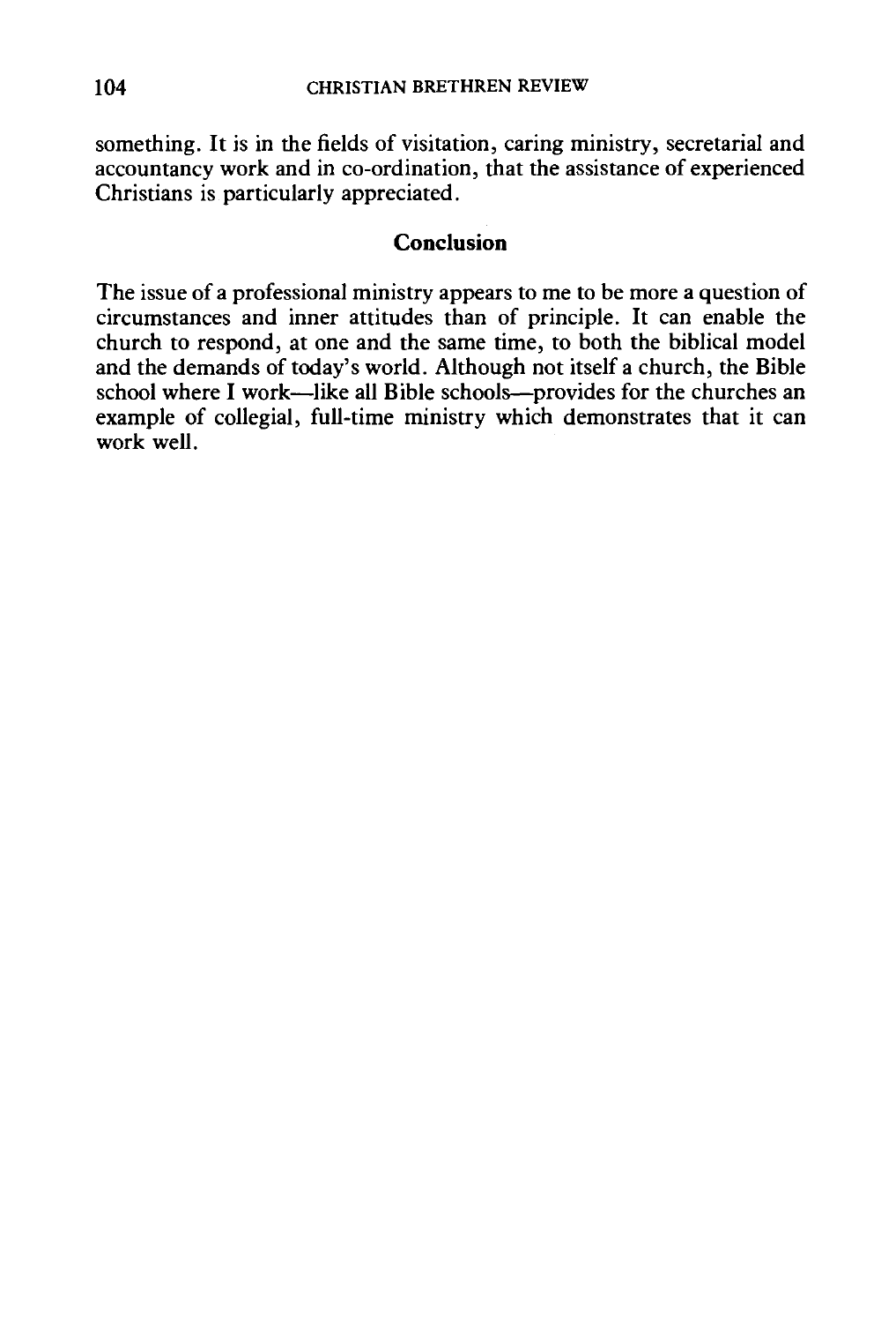something. It is in the fields of visitation, caring ministry, secretarial and accountancy work and in co-ordination, that the assistance of experienced Christians is particularly appreciated.

## Conclusion

The issue of a professional ministry appears to me to be more a question of circumstances and inner attitudes than of principle. It can enable the church to respond, at one and the same time, to both the biblical model and the demands of today's world. Although not itself a church, the Bible school where I work—like all Bible schools—provides for the churches an example of collegial, full-time ministry which demonstrates that it can work well.